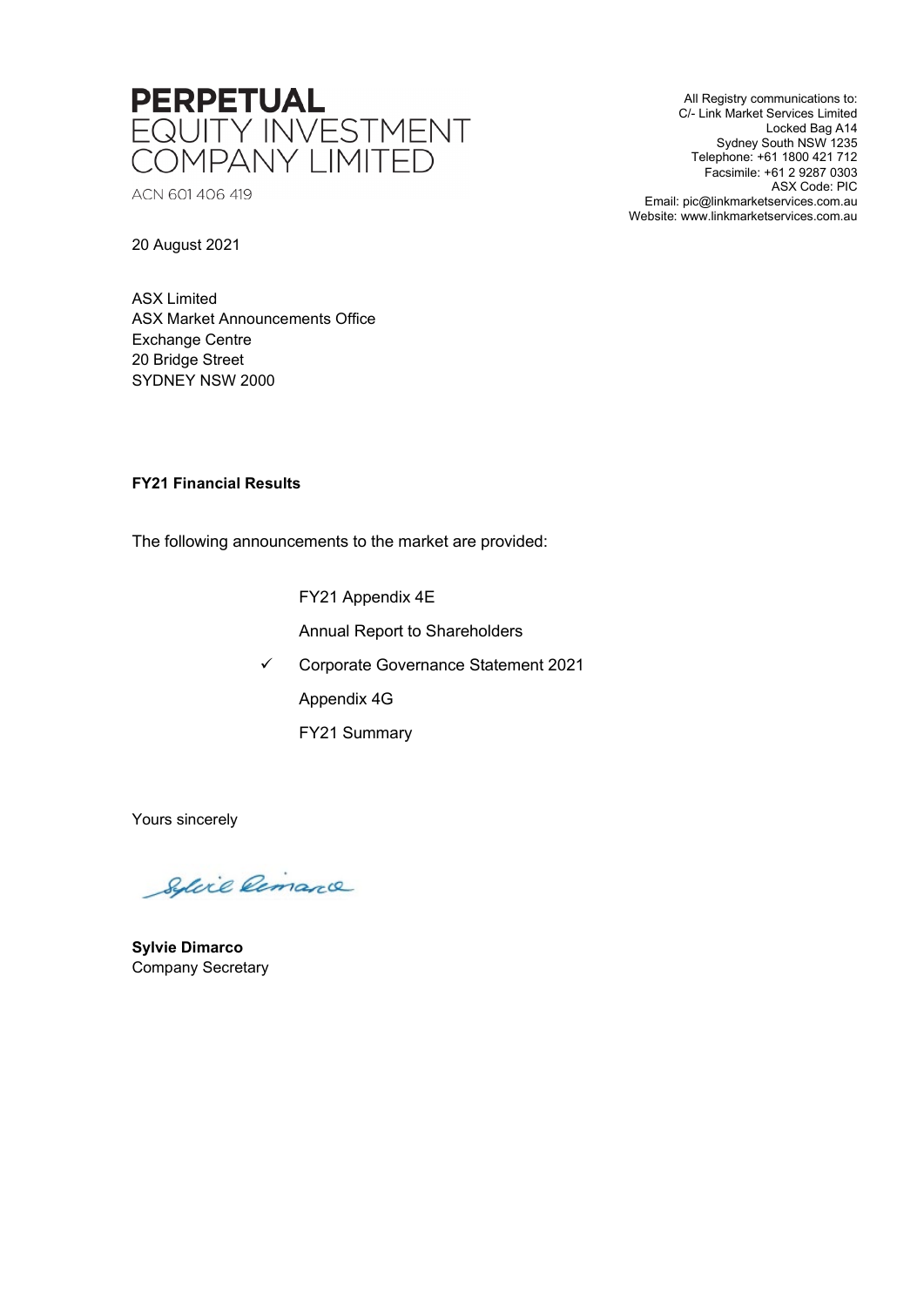**PERPETUAL**
EQUITY INVESTMENT
COMPANY LIMITED

ACN 601 406 419

All Registry communications to:
C/- Link Market Services Limited
Locked Bag A14
Sydney South NSW 1235
Telephone: +61 1800 421 712
Facsimile: +61 2 9287 0303
ASX Code: PIC
Email: pic@linkmarketservices.com.au
Website: www.linkmarketservices.com.au

20 August 2021

ASX Limited
ASX Market Announcements Office
Exchange Centre
20 Bridge Street
SYDNEY NSW 2000

**FY21 Financial Results**

The following announcements to the market are provided:

- FY21 Appendix 4E
- Annual Report to Shareholders
- ✓ Corporate Governance Statement 2021
- Appendix 4G
- FY21 Summary

Yours sincerely

Sylvie Dimarco

**Sylvie Dimarco**
Company Secretary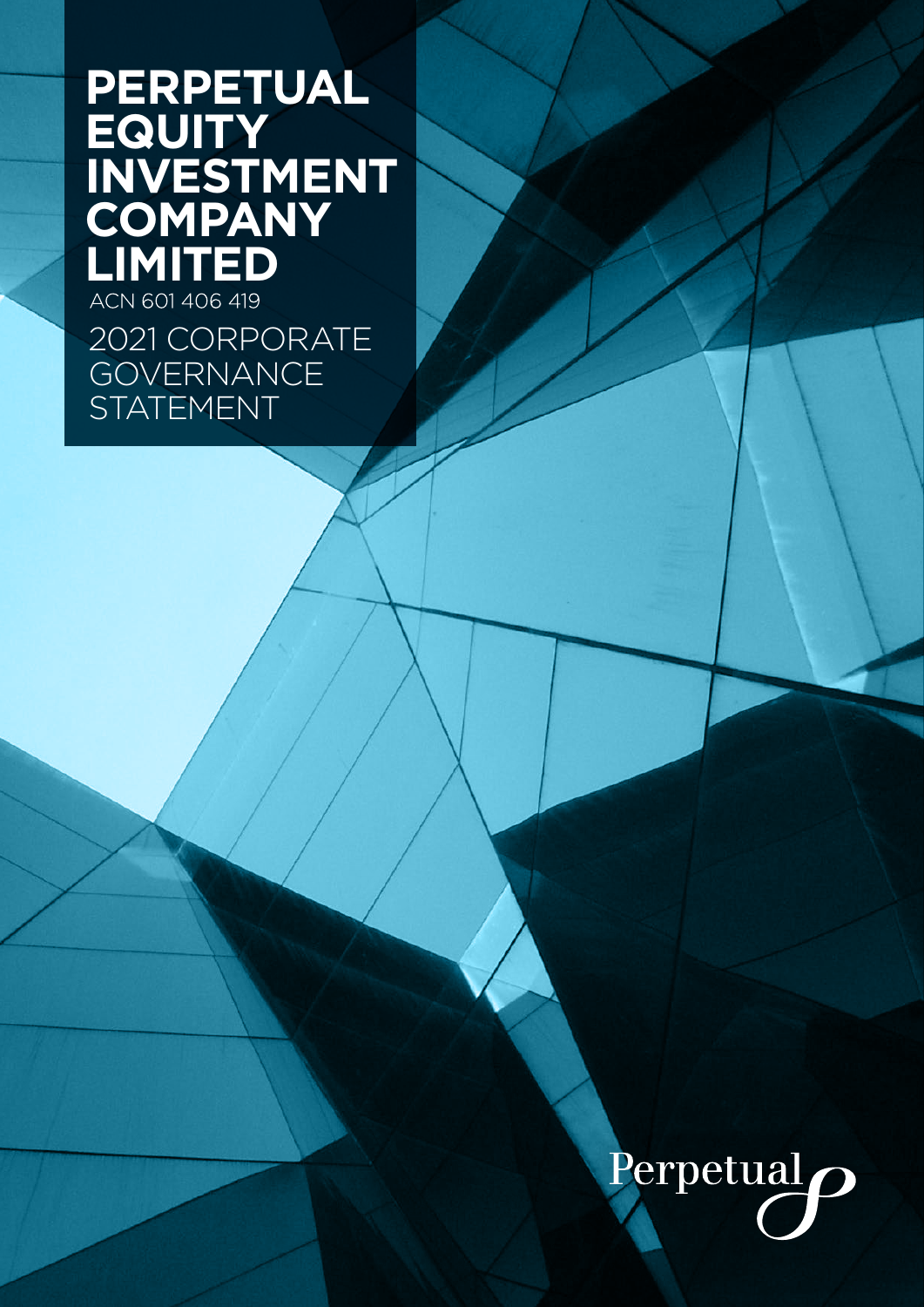# PERPETUAL EQUITY INVESTMENT COMPANY LIMITED

ACN 601 406 419

## 2021 CORPORATE GOVERNANCE STATEMENT

Perpetual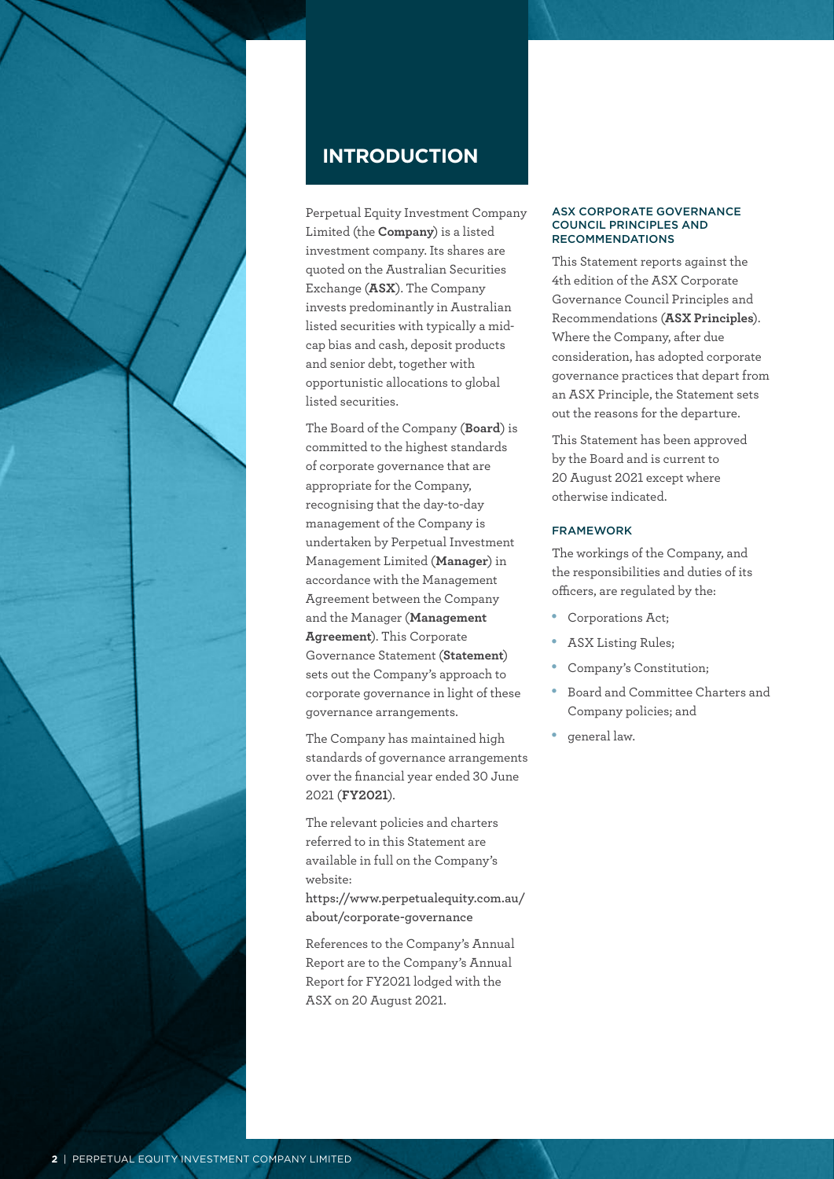# INTRODUCTION

Perpetual Equity Investment Company Limited (the **Company**) is a listed investment company. Its shares are quoted on the Australian Securities Exchange (**ASX**). The Company invests predominantly in Australian listed securities with typically a mid-cap bias and cash, deposit products and senior debt, together with opportunistic allocations to global listed securities.

The Board of the Company (**Board**) is committed to the highest standards of corporate governance that are appropriate for the Company, recognising that the day-to-day management of the Company is undertaken by Perpetual Investment Management Limited (**Manager**) in accordance with the Management Agreement between the Company and the Manager (**Management Agreement**). This Corporate Governance Statement (**Statement**) sets out the Company's approach to corporate governance in light of these governance arrangements.

The Company has maintained high standards of governance arrangements over the financial year ended 30 June 2021 (**FY2021**).

The relevant policies and charters referred to in this Statement are available in full on the Company's website:
**https://www.perpetualequity.com.au/about/corporate-governance**

References to the Company's Annual Report are to the Company's Annual Report for FY2021 lodged with the ASX on 20 August 2021.

### ASX CORPORATE GOVERNANCE COUNCIL PRINCIPLES AND RECOMMENDATIONS

This Statement reports against the 4th edition of the ASX Corporate Governance Council Principles and Recommendations (**ASX Principles**). Where the Company, after due consideration, has adopted corporate governance practices that depart from an ASX Principle, the Statement sets out the reasons for the departure.

This Statement has been approved by the Board and is current to 20 August 2021 except where otherwise indicated.

### FRAMEWORK

The workings of the Company, and the responsibilities and duties of its officers, are regulated by the:

- Corporations Act;
- ASX Listing Rules;
- Company's Constitution;
- Board and Committee Charters and Company policies; and
- general law.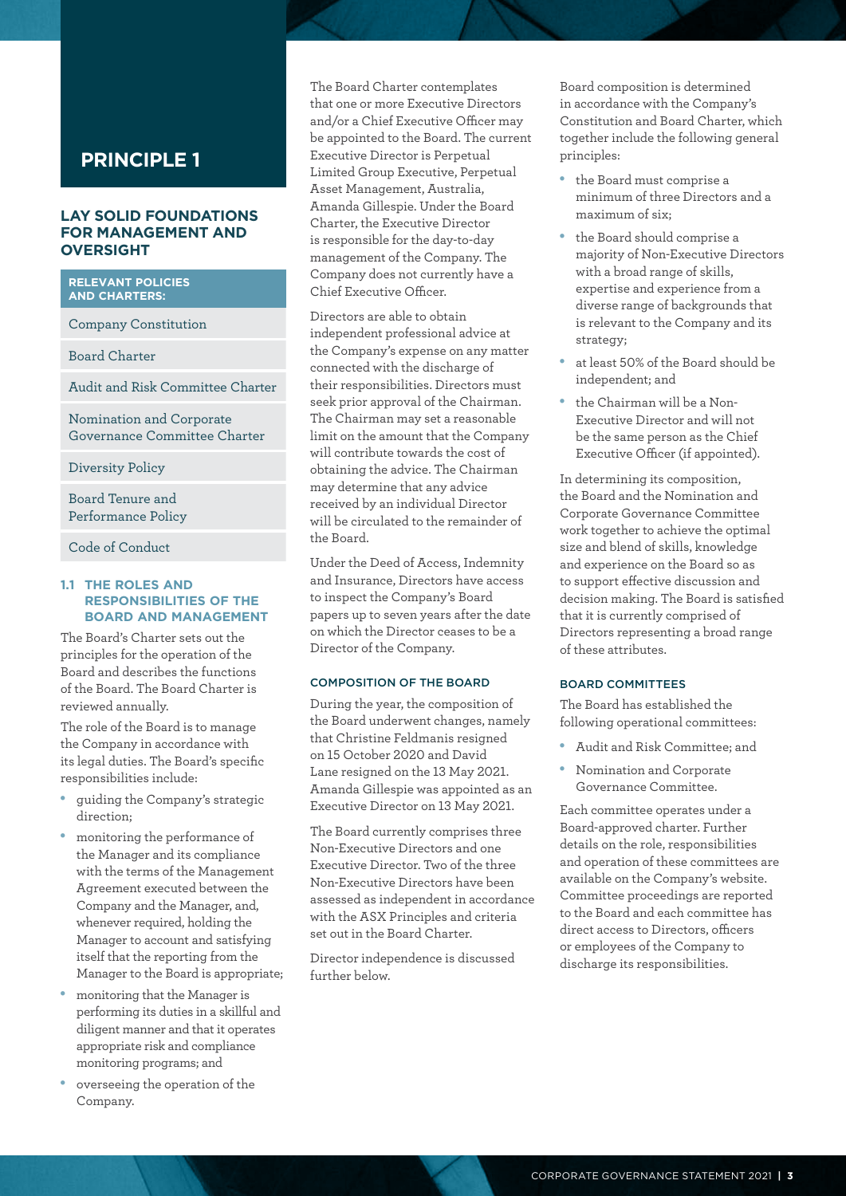# PRINCIPLE 1

## LAY SOLID FOUNDATIONS FOR MANAGEMENT AND OVERSIGHT

**RELEVANT POLICIES AND CHARTERS:**

- Company Constitution
- Board Charter
- Audit and Risk Committee Charter
- Nomination and Corporate Governance Committee Charter
- Diversity Policy
- Board Tenure and Performance Policy
- Code of Conduct

### 1.1 THE ROLES AND RESPONSIBILITIES OF THE BOARD AND MANAGEMENT

The Board's Charter sets out the principles for the operation of the Board and describes the functions of the Board. The Board Charter is reviewed annually.

The role of the Board is to manage the Company in accordance with its legal duties. The Board's specific responsibilities include:

- guiding the Company's strategic direction;
- monitoring the performance of the Manager and its compliance with the terms of the Management Agreement executed between the Company and the Manager, and, whenever required, holding the Manager to account and satisfying itself that the reporting from the Manager to the Board is appropriate;
- monitoring that the Manager is performing its duties in a skillful and diligent manner and that it operates appropriate risk and compliance monitoring programs; and
- overseeing the operation of the Company.

The Board Charter contemplates that one or more Executive Directors and/or a Chief Executive Officer may be appointed to the Board. The current Executive Director is Perpetual Limited Group Executive, Perpetual Asset Management, Australia, Amanda Gillespie. Under the Board Charter, the Executive Director is responsible for the day-to-day management of the Company. The Company does not currently have a Chief Executive Officer.

Directors are able to obtain independent professional advice at the Company's expense on any matter connected with the discharge of their responsibilities. Directors must seek prior approval of the Chairman. The Chairman may set a reasonable limit on the amount that the Company will contribute towards the cost of obtaining the advice. The Chairman may determine that any advice received by an individual Director will be circulated to the remainder of the Board.

Under the Deed of Access, Indemnity and Insurance, Directors have access to inspect the Company's Board papers up to seven years after the date on which the Director ceases to be a Director of the Company.

#### COMPOSITION OF THE BOARD

During the year, the composition of the Board underwent changes, namely that Christine Feldmanis resigned on 15 October 2020 and David Lane resigned on the 13 May 2021. Amanda Gillespie was appointed as an Executive Director on 13 May 2021.

The Board currently comprises three Non-Executive Directors and one Executive Director. Two of the three Non-Executive Directors have been assessed as independent in accordance with the ASX Principles and criteria set out in the Board Charter.

Director independence is discussed further below.

Board composition is determined in accordance with the Company's Constitution and Board Charter, which together include the following general principles:

- the Board must comprise a minimum of three Directors and a maximum of six;
- the Board should comprise a majority of Non-Executive Directors with a broad range of skills, expertise and experience from a diverse range of backgrounds that is relevant to the Company and its strategy;
- at least 50% of the Board should be independent; and
- the Chairman will be a Non-Executive Director and will not be the same person as the Chief Executive Officer (if appointed).

In determining its composition, the Board and the Nomination and Corporate Governance Committee work together to achieve the optimal size and blend of skills, knowledge and experience on the Board so as to support effective discussion and decision making. The Board is satisfied that it is currently comprised of Directors representing a broad range of these attributes.

#### BOARD COMMITTEES

The Board has established the following operational committees:

- Audit and Risk Committee; and
- Nomination and Corporate Governance Committee.

Each committee operates under a Board-approved charter. Further details on the role, responsibilities and operation of these committees are available on the Company's website. Committee proceedings are reported to the Board and each committee has direct access to Directors, officers or employees of the Company to discharge its responsibilities.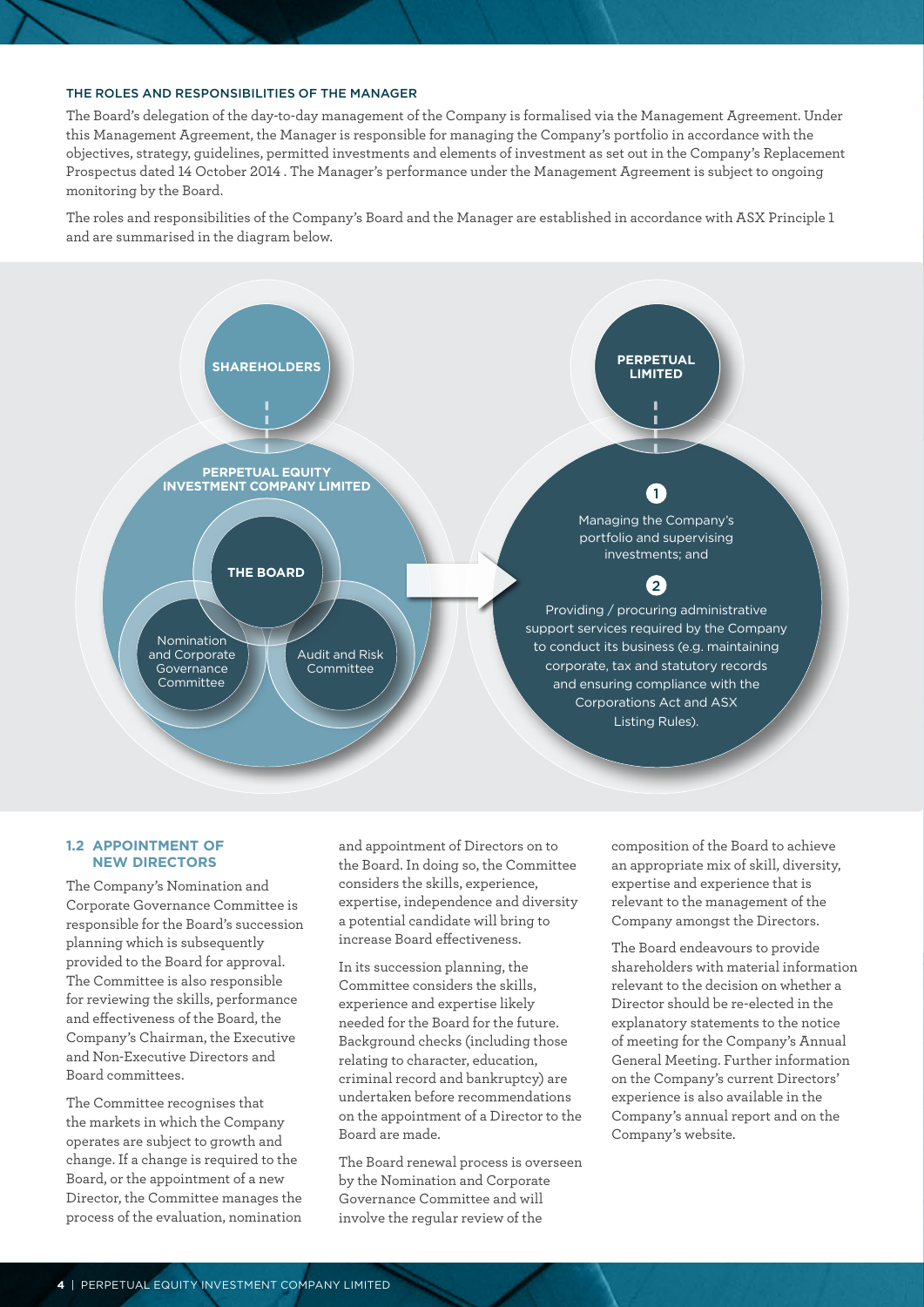### THE ROLES AND RESPONSIBILITIES OF THE MANAGER

The Board's delegation of the day-to-day management of the Company is formalised via the Management Agreement. Under this Management Agreement, the Manager is responsible for managing the Company's portfolio in accordance with the objectives, strategy, guidelines, permitted investments and elements of investment as set out in the Company's Replacement Prospectus dated 14 October 2014 . The Manager's performance under the Management Agreement is subject to ongoing monitoring by the Board.

The roles and responsibilities of the Company's Board and the Manager are established in accordance with ASX Principle 1 and are summarised in the diagram below.

SHAREHOLDERS

PERPETUAL EQUITY INVESTMENT COMPANY LIMITED

THE BOARD

Nomination and Corporate Governance Committee

Audit and Risk Committee

PERPETUAL LIMITED

1. Managing the Company's portfolio and supervising investments; and
2. Providing / procuring administrative support services required by the Company to conduct its business (e.g. maintaining corporate, tax and statutory records and ensuring compliance with the Corporations Act and ASX Listing Rules).

### 1.2 APPOINTMENT OF NEW DIRECTORS

The Company's Nomination and Corporate Governance Committee is responsible for the Board's succession planning which is subsequently provided to the Board for approval. The Committee is also responsible for reviewing the skills, performance and effectiveness of the Board, the Company's Chairman, the Executive and Non-Executive Directors and Board committees.

The Committee recognises that the markets in which the Company operates are subject to growth and change. If a change is required to the Board, or the appointment of a new Director, the Committee manages the process of the evaluation, nomination and appointment of Directors on to the Board. In doing so, the Committee considers the skills, experience, expertise, independence and diversity a potential candidate will bring to increase Board effectiveness.

In its succession planning, the Committee considers the skills, experience and expertise likely needed for the Board for the future. Background checks (including those relating to character, education, criminal record and bankruptcy) are undertaken before recommendations on the appointment of a Director to the Board are made.

The Board renewal process is overseen by the Nomination and Corporate Governance Committee and will involve the regular review of the composition of the Board to achieve an appropriate mix of skill, diversity, expertise and experience that is relevant to the management of the Company amongst the Directors.

The Board endeavours to provide shareholders with material information relevant to the decision on whether a Director should be re-elected in the explanatory statements to the notice of meeting for the Company's Annual General Meeting. Further information on the Company's current Directors' experience is also available in the Company's annual report and on the Company's website.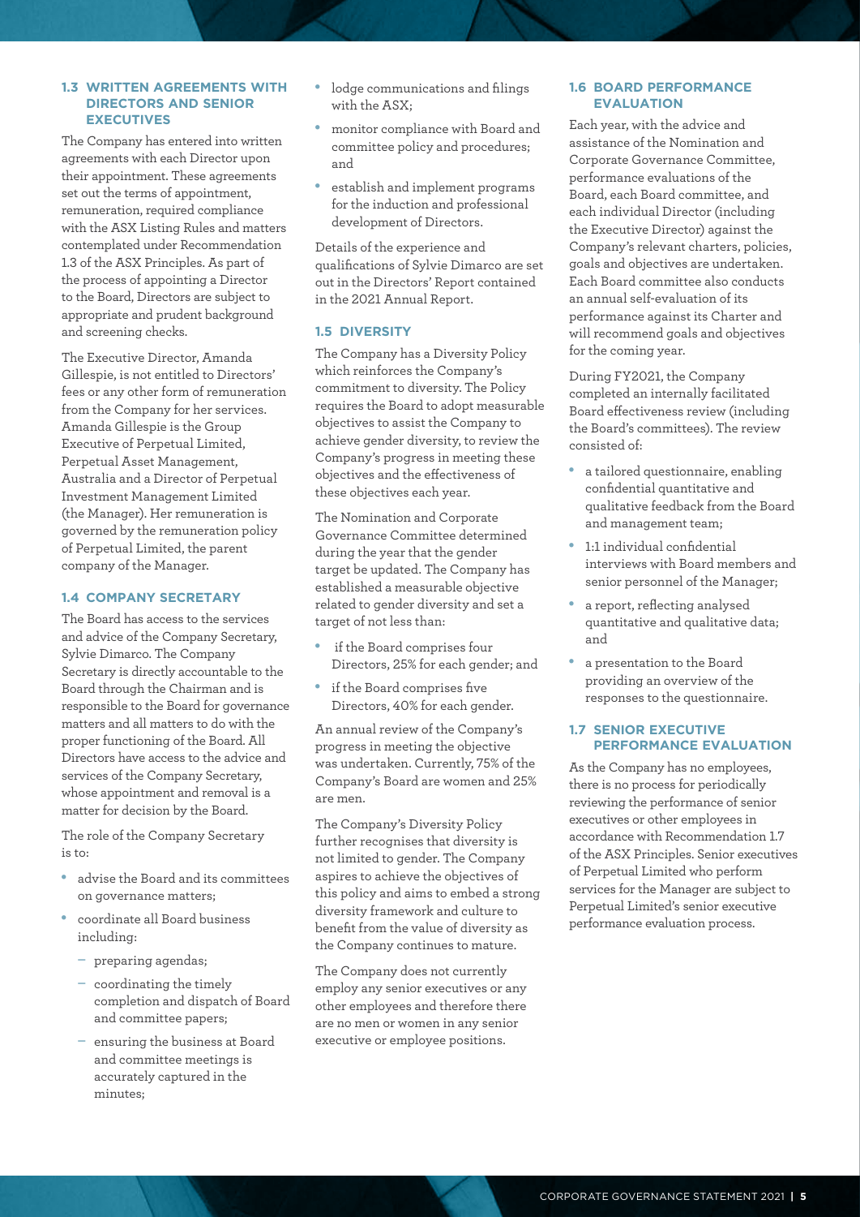### 1.3 WRITTEN AGREEMENTS WITH DIRECTORS AND SENIOR EXECUTIVES

The Company has entered into written agreements with each Director upon their appointment. These agreements set out the terms of appointment, remuneration, required compliance with the ASX Listing Rules and matters contemplated under Recommendation 1.3 of the ASX Principles. As part of the process of appointing a Director to the Board, Directors are subject to appropriate and prudent background and screening checks.

The Executive Director, Amanda Gillespie, is not entitled to Directors' fees or any other form of remuneration from the Company for her services. Amanda Gillespie is the Group Executive of Perpetual Limited, Perpetual Asset Management, Australia and a Director of Perpetual Investment Management Limited (the Manager). Her remuneration is governed by the remuneration policy of Perpetual Limited, the parent company of the Manager.

### 1.4 COMPANY SECRETARY

The Board has access to the services and advice of the Company Secretary, Sylvie Dimarco. The Company Secretary is directly accountable to the Board through the Chairman and is responsible to the Board for governance matters and all matters to do with the proper functioning of the Board. All Directors have access to the advice and services of the Company Secretary, whose appointment and removal is a matter for decision by the Board.

The role of the Company Secretary is to:

- advise the Board and its committees on governance matters;
- coordinate all Board business including:
  - preparing agendas;
  - coordinating the timely completion and dispatch of Board and committee papers;
  - ensuring the business at Board and committee meetings is accurately captured in the minutes;
- lodge communications and filings with the ASX;
- monitor compliance with Board and committee policy and procedures; and
- establish and implement programs for the induction and professional development of Directors.

Details of the experience and qualifications of Sylvie Dimarco are set out in the Directors' Report contained in the 2021 Annual Report.

### 1.5 DIVERSITY

The Company has a Diversity Policy which reinforces the Company's commitment to diversity. The Policy requires the Board to adopt measurable objectives to assist the Company to achieve gender diversity, to review the Company's progress in meeting these objectives and the effectiveness of these objectives each year.

The Nomination and Corporate Governance Committee determined during the year that the gender target be updated. The Company has established a measurable objective related to gender diversity and set a target of not less than:

- if the Board comprises four Directors, 25% for each gender; and
- if the Board comprises five Directors, 40% for each gender.

An annual review of the Company's progress in meeting the objective was undertaken. Currently, 75% of the Company's Board are women and 25% are men.

The Company's Diversity Policy further recognises that diversity is not limited to gender. The Company aspires to achieve the objectives of this policy and aims to embed a strong diversity framework and culture to benefit from the value of diversity as the Company continues to mature.

The Company does not currently employ any senior executives or any other employees and therefore there are no men or women in any senior executive or employee positions.

### 1.6 BOARD PERFORMANCE EVALUATION

Each year, with the advice and assistance of the Nomination and Corporate Governance Committee, performance evaluations of the Board, each Board committee, and each individual Director (including the Executive Director) against the Company's relevant charters, policies, goals and objectives are undertaken. Each Board committee also conducts an annual self-evaluation of its performance against its Charter and will recommend goals and objectives for the coming year.

During FY2021, the Company completed an internally facilitated Board effectiveness review (including the Board's committees). The review consisted of:

- a tailored questionnaire, enabling confidential quantitative and qualitative feedback from the Board and management team;
- 1:1 individual confidential interviews with Board members and senior personnel of the Manager;
- a report, reflecting analysed quantitative and qualitative data; and
- a presentation to the Board providing an overview of the responses to the questionnaire.

### 1.7 SENIOR EXECUTIVE PERFORMANCE EVALUATION

As the Company has no employees, there is no process for periodically reviewing the performance of senior executives or other employees in accordance with Recommendation 1.7 of the ASX Principles. Senior executives of Perpetual Limited who perform services for the Manager are subject to Perpetual Limited's senior executive performance evaluation process.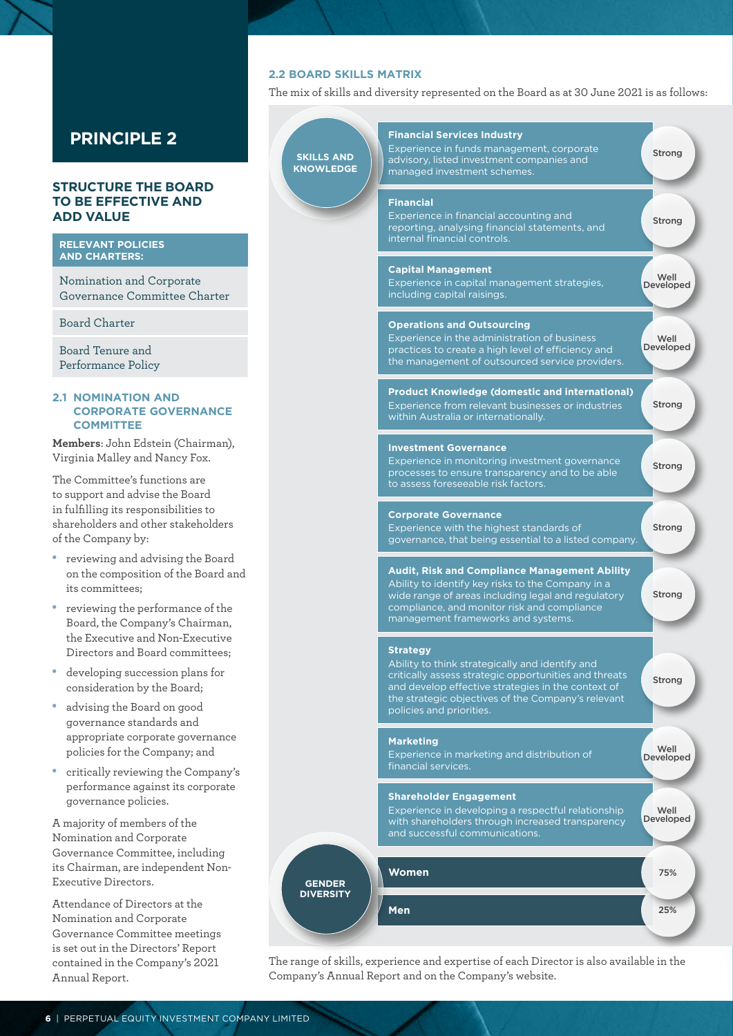# PRINCIPLE 2

## STRUCTURE THE BOARD TO BE EFFECTIVE AND ADD VALUE

**RELEVANT POLICIES AND CHARTERS:**

- Nomination and Corporate Governance Committee Charter
- Board Charter
- Board Tenure and Performance Policy

### 2.1 NOMINATION AND CORPORATE GOVERNANCE COMMITTEE

**Members**: John Edstein (Chairman), Virginia Malley and Nancy Fox.

The Committee's functions are to support and advise the Board in fulfilling its responsibilities to shareholders and other stakeholders of the Company by:

- reviewing and advising the Board on the composition of the Board and its committees;
- reviewing the performance of the Board, the Company's Chairman, the Executive and Non-Executive Directors and Board committees;
- developing succession plans for consideration by the Board;
- advising the Board on good governance standards and appropriate corporate governance policies for the Company; and
- critically reviewing the Company's performance against its corporate governance policies.

A majority of members of the Nomination and Corporate Governance Committee, including its Chairman, are independent Non-Executive Directors.

Attendance of Directors at the Nomination and Corporate Governance Committee meetings is set out in the Directors' Report contained in the Company's 2021 Annual Report.

### 2.2 BOARD SKILLS MATRIX

The mix of skills and diversity represented on the Board as at 30 June 2021 is as follows:

**SKILLS AND KNOWLEDGE**

| Skill | Description | Level |
|---|---|---|
| **Financial Services Industry** | Experience in funds management, corporate advisory, listed investment companies and managed investment schemes. | Strong |
| **Financial** | Experience in financial accounting and reporting, analysing financial statements, and internal financial controls. | Strong |
| **Capital Management** | Experience in capital management strategies, including capital raisings. | Well Developed |
| **Operations and Outsourcing** | Experience in the administration of business practices to create a high level of efficiency and the management of outsourced service providers. | Well Developed |
| **Product Knowledge (domestic and international)** | Experience from relevant businesses or industries within Australia or internationally. | Strong |
| **Investment Governance** | Experience in monitoring investment governance processes to ensure transparency and to be able to assess foreseeable risk factors. | Strong |
| **Corporate Governance** | Experience with the highest standards of governance, that being essential to a listed company. | Strong |
| **Audit, Risk and Compliance Management Ability** | Ability to identify key risks to the Company in a wide range of areas including legal and regulatory compliance, and monitor risk and compliance management frameworks and systems. | Strong |
| **Strategy** | Ability to think strategically and identify and critically assess strategic opportunities and threats and develop effective strategies in the context of the strategic objectives of the Company's relevant policies and priorities. | Strong |
| **Marketing** | Experience in marketing and distribution of financial services. | Well Developed |
| **Shareholder Engagement** | Experience in developing a respectful relationship with shareholders through increased transparency and successful communications. | Well Developed |

**GENDER DIVERSITY**

| Gender | Percentage |
|---|---|
| Women | 75% |
| Men | 25% |

The range of skills, experience and expertise of each Director is also available in the Company's Annual Report and on the Company's website.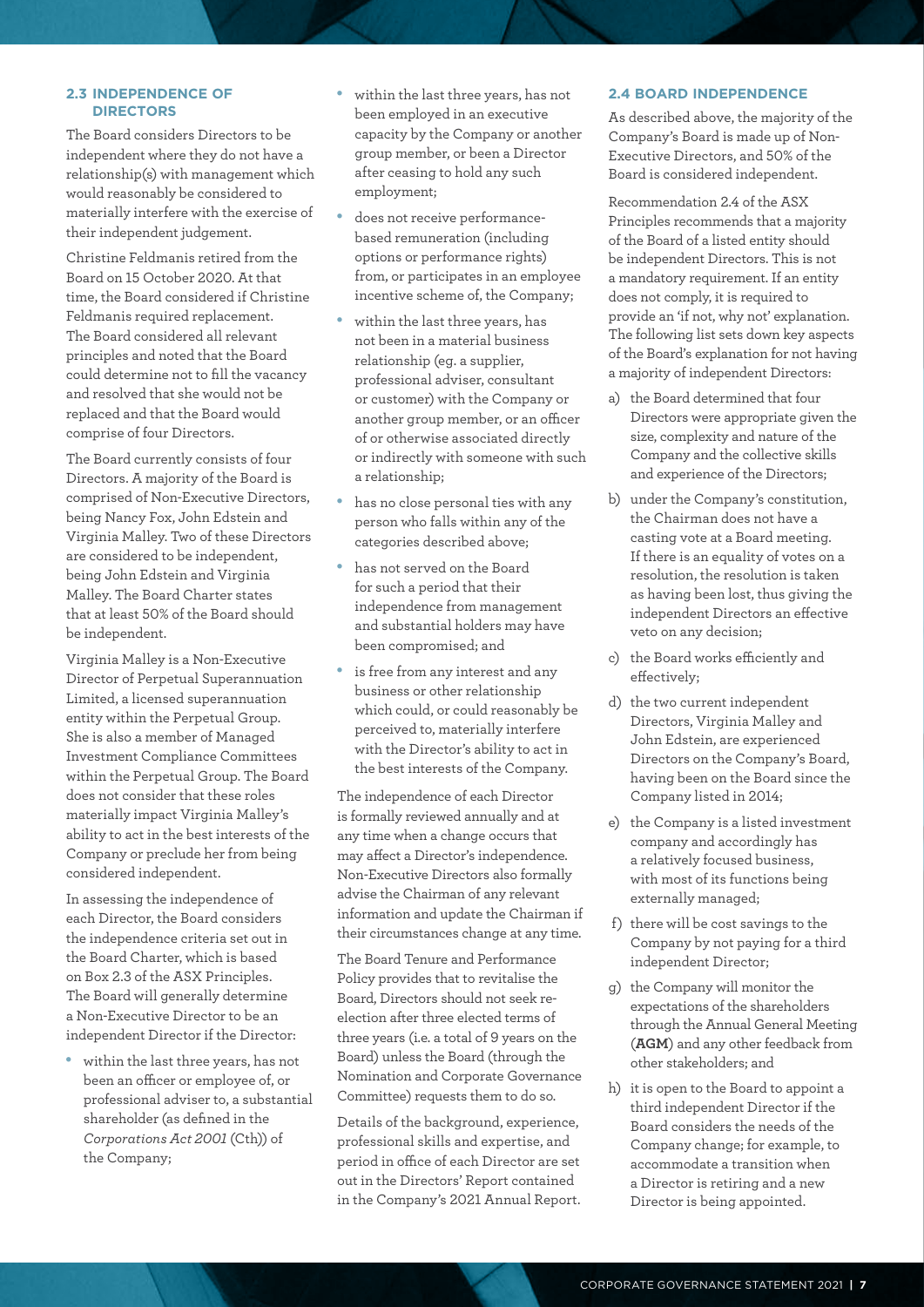### 2.3 INDEPENDENCE OF DIRECTORS

The Board considers Directors to be independent where they do not have a relationship(s) with management which would reasonably be considered to materially interfere with the exercise of their independent judgement.

Christine Feldmanis retired from the Board on 15 October 2020. At that time, the Board considered if Christine Feldmanis required replacement. The Board considered all relevant principles and noted that the Board could determine not to fill the vacancy and resolved that she would not be replaced and that the Board would comprise of four Directors.

The Board currently consists of four Directors. A majority of the Board is comprised of Non-Executive Directors, being Nancy Fox, John Edstein and Virginia Malley. Two of these Directors are considered to be independent, being John Edstein and Virginia Malley. The Board Charter states that at least 50% of the Board should be independent.

Virginia Malley is a Non-Executive Director of Perpetual Superannuation Limited, a licensed superannuation entity within the Perpetual Group. She is also a member of Managed Investment Compliance Committees within the Perpetual Group. The Board does not consider that these roles materially impact Virginia Malley's ability to act in the best interests of the Company or preclude her from being considered independent.

In assessing the independence of each Director, the Board considers the independence criteria set out in the Board Charter, which is based on Box 2.3 of the ASX Principles. The Board will generally determine a Non-Executive Director to be an independent Director if the Director:

- within the last three years, has not been an officer or employee of, or professional adviser to, a substantial shareholder (as defined in the *Corporations Act 2001* (Cth)) of the Company;
- within the last three years, has not been employed in an executive capacity by the Company or another group member, or been a Director after ceasing to hold any such employment;
- does not receive performance-based remuneration (including options or performance rights) from, or participates in an employee incentive scheme of, the Company;
- within the last three years, has not been in a material business relationship (eg. a supplier, professional adviser, consultant or customer) with the Company or another group member, or an officer of or otherwise associated directly or indirectly with someone with such a relationship;
- has no close personal ties with any person who falls within any of the categories described above;
- has not served on the Board for such a period that their independence from management and substantial holders may have been compromised; and
- is free from any interest and any business or other relationship which could, or could reasonably be perceived to, materially interfere with the Director's ability to act in the best interests of the Company.

The independence of each Director is formally reviewed annually and at any time when a change occurs that may affect a Director's independence. Non-Executive Directors also formally advise the Chairman of any relevant information and update the Chairman if their circumstances change at any time.

The Board Tenure and Performance Policy provides that to revitalise the Board, Directors should not seek re-election after three elected terms of three years (i.e. a total of 9 years on the Board) unless the Board (through the Nomination and Corporate Governance Committee) requests them to do so.

Details of the background, experience, professional skills and expertise, and period in office of each Director are set out in the Directors' Report contained in the Company's 2021 Annual Report.

### 2.4 BOARD INDEPENDENCE

As described above, the majority of the Company's Board is made up of Non-Executive Directors, and 50% of the Board is considered independent.

Recommendation 2.4 of the ASX Principles recommends that a majority of the Board of a listed entity should be independent Directors. This is not a mandatory requirement. If an entity does not comply, it is required to provide an 'if not, why not' explanation. The following list sets down key aspects of the Board's explanation for not having a majority of independent Directors:

a) the Board determined that four Directors were appropriate given the size, complexity and nature of the Company and the collective skills and experience of the Directors;

b) under the Company's constitution, the Chairman does not have a casting vote at a Board meeting. If there is an equality of votes on a resolution, the resolution is taken as having been lost, thus giving the independent Directors an effective veto on any decision;

c) the Board works efficiently and effectively;

d) the two current independent Directors, Virginia Malley and John Edstein, are experienced Directors on the Company's Board, having been on the Board since the Company listed in 2014;

e) the Company is a listed investment company and accordingly has a relatively focused business, with most of its functions being externally managed;

f) there will be cost savings to the Company by not paying for a third independent Director;

g) the Company will monitor the expectations of the shareholders through the Annual General Meeting (**AGM**) and any other feedback from other stakeholders; and

h) it is open to the Board to appoint a third independent Director if the Board considers the needs of the Company change; for example, to accommodate a transition when a Director is retiring and a new Director is being appointed.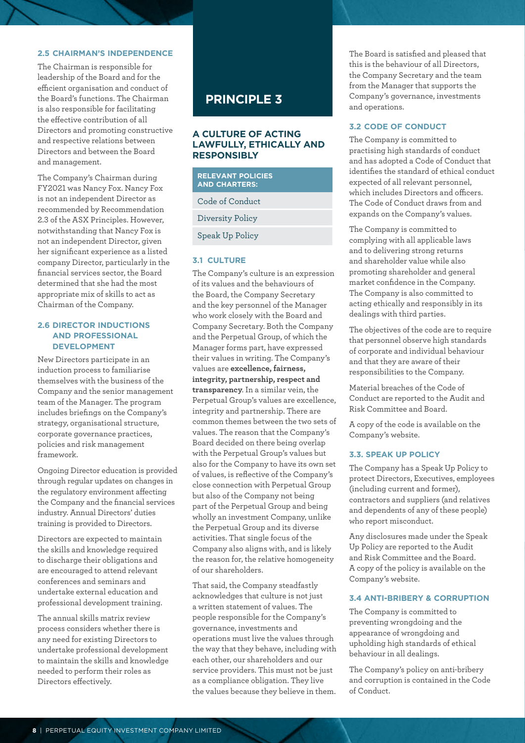### 2.5 CHAIRMAN'S INDEPENDENCE

The Chairman is responsible for leadership of the Board and for the efficient organisation and conduct of the Board's functions. The Chairman is also responsible for facilitating the effective contribution of all Directors and promoting constructive and respective relations between Directors and between the Board and management.

The Company's Chairman during FY2021 was Nancy Fox. Nancy Fox is not an independent Director as recommended by Recommendation 2.3 of the ASX Principles. However, notwithstanding that Nancy Fox is not an independent Director, given her significant experience as a listed company Director, particularly in the financial services sector, the Board determined that she had the most appropriate mix of skills to act as Chairman of the Company.

### 2.6 DIRECTOR INDUCTIONS AND PROFESSIONAL DEVELOPMENT

New Directors participate in an induction process to familiarise themselves with the business of the Company and the senior management team of the Manager. The program includes briefings on the Company's strategy, organisational structure, corporate governance practices, policies and risk management framework.

Ongoing Director education is provided through regular updates on changes in the regulatory environment affecting the Company and the financial services industry. Annual Directors' duties training is provided to Directors.

Directors are expected to maintain the skills and knowledge required to discharge their obligations and are encouraged to attend relevant conferences and seminars and undertake external education and professional development training.

The annual skills matrix review process considers whether there is any need for existing Directors to undertake professional development to maintain the skills and knowledge needed to perform their roles as Directors effectively.

## PRINCIPLE 3

## A CULTURE OF ACTING LAWFULLY, ETHICALLY AND RESPONSIBLY

| RELEVANT POLICIES AND CHARTERS: |
| --- |
| Code of Conduct |
| Diversity Policy |
| Speak Up Policy |

### 3.1 CULTURE

The Company's culture is an expression of its values and the behaviours of the Board, the Company Secretary and the key personnel of the Manager who work closely with the Board and Company Secretary. Both the Company and the Perpetual Group, of which the Manager forms part, have expressed their values in writing. The Company's values are **excellence, fairness, integrity, partnership, respect and transparency**. In a similar vein, the Perpetual Group's values are excellence, integrity and partnership. There are common themes between the two sets of values. The reason that the Company's Board decided on there being overlap with the Perpetual Group's values but also for the Company to have its own set of values, is reflective of the Company's close connection with Perpetual Group but also of the Company not being part of the Perpetual Group and being wholly an investment Company, unlike the Perpetual Group and its diverse activities. That single focus of the Company also aligns with, and is likely the reason for, the relative homogeneity of our shareholders.

That said, the Company steadfastly acknowledges that culture is not just a written statement of values. The people responsible for the Company's governance, investments and operations must live the values through the way that they behave, including with each other, our shareholders and our service providers. This must not be just as a compliance obligation. They live the values because they believe in them.

The Board is satisfied and pleased that this is the behaviour of all Directors, the Company Secretary and the team from the Manager that supports the Company's governance, investments and operations.

### 3.2 CODE OF CONDUCT

The Company is committed to practising high standards of conduct and has adopted a Code of Conduct that identifies the standard of ethical conduct expected of all relevant personnel, which includes Directors and officers. The Code of Conduct draws from and expands on the Company's values.

The Company is committed to complying with all applicable laws and to delivering strong returns and shareholder value while also promoting shareholder and general market confidence in the Company. The Company is also committed to acting ethically and responsibly in its dealings with third parties.

The objectives of the code are to require that personnel observe high standards of corporate and individual behaviour and that they are aware of their responsibilities to the Company.

Material breaches of the Code of Conduct are reported to the Audit and Risk Committee and Board.

A copy of the code is available on the Company's website.

### 3.3. SPEAK UP POLICY

The Company has a Speak Up Policy to protect Directors, Executives, employees (including current and former), contractors and suppliers (and relatives and dependents of any of these people) who report misconduct.

Any disclosures made under the Speak Up Policy are reported to the Audit and Risk Committee and the Board. A copy of the policy is available on the Company's website.

### 3.4 ANTI-BRIBERY & CORRUPTION

The Company is committed to preventing wrongdoing and the appearance of wrongdoing and upholding high standards of ethical behaviour in all dealings.

The Company's policy on anti-bribery and corruption is contained in the Code of Conduct.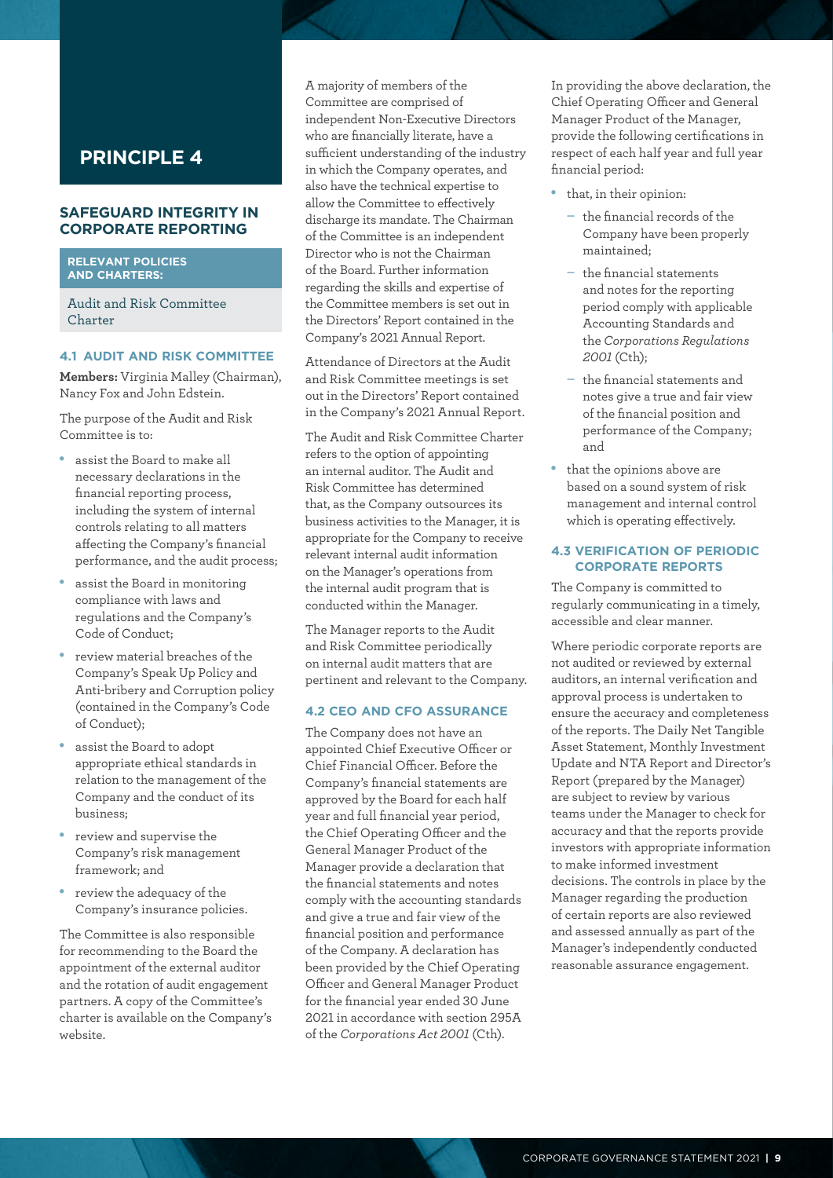# PRINCIPLE 4

## SAFEGUARD INTEGRITY IN CORPORATE REPORTING

**RELEVANT POLICIES AND CHARTERS:**

Audit and Risk Committee Charter

### 4.1 AUDIT AND RISK COMMITTEE

**Members:** Virginia Malley (Chairman), Nancy Fox and John Edstein.

The purpose of the Audit and Risk Committee is to:

- assist the Board to make all necessary declarations in the financial reporting process, including the system of internal controls relating to all matters affecting the Company's financial performance, and the audit process;
- assist the Board in monitoring compliance with laws and regulations and the Company's Code of Conduct;
- review material breaches of the Company's Speak Up Policy and Anti-bribery and Corruption policy (contained in the Company's Code of Conduct);
- assist the Board to adopt appropriate ethical standards in relation to the management of the Company and the conduct of its business;
- review and supervise the Company's risk management framework; and
- review the adequacy of the Company's insurance policies.

The Committee is also responsible for recommending to the Board the appointment of the external auditor and the rotation of audit engagement partners. A copy of the Committee's charter is available on the Company's website.

A majority of members of the Committee are comprised of independent Non-Executive Directors who are financially literate, have a sufficient understanding of the industry in which the Company operates, and also have the technical expertise to allow the Committee to effectively discharge its mandate. The Chairman of the Committee is an independent Director who is not the Chairman of the Board. Further information regarding the skills and expertise of the Committee members is set out in the Directors' Report contained in the Company's 2021 Annual Report.

Attendance of Directors at the Audit and Risk Committee meetings is set out in the Directors' Report contained in the Company's 2021 Annual Report.

The Audit and Risk Committee Charter refers to the option of appointing an internal auditor. The Audit and Risk Committee has determined that, as the Company outsources its business activities to the Manager, it is appropriate for the Company to receive relevant internal audit information on the Manager's operations from the internal audit program that is conducted within the Manager.

The Manager reports to the Audit and Risk Committee periodically on internal audit matters that are pertinent and relevant to the Company.

### 4.2 CEO AND CFO ASSURANCE

The Company does not have an appointed Chief Executive Officer or Chief Financial Officer. Before the Company's financial statements are approved by the Board for each half year and full financial year period, the Chief Operating Officer and the General Manager Product of the Manager provide a declaration that the financial statements and notes comply with the accounting standards and give a true and fair view of the financial position and performance of the Company. A declaration has been provided by the Chief Operating Officer and General Manager Product for the financial year ended 30 June 2021 in accordance with section 295A of the *Corporations Act 2001* (Cth).

In providing the above declaration, the Chief Operating Officer and General Manager Product of the Manager, provide the following certifications in respect of each half year and full year financial period:

- that, in their opinion:
  - the financial records of the Company have been properly maintained;
  - the financial statements and notes for the reporting period comply with applicable Accounting Standards and the *Corporations Regulations 2001* (Cth);
  - the financial statements and notes give a true and fair view of the financial position and performance of the Company; and
- that the opinions above are based on a sound system of risk management and internal control which is operating effectively.

### 4.3 VERIFICATION OF PERIODIC CORPORATE REPORTS

The Company is committed to regularly communicating in a timely, accessible and clear manner.

Where periodic corporate reports are not audited or reviewed by external auditors, an internal verification and approval process is undertaken to ensure the accuracy and completeness of the reports. The Daily Net Tangible Asset Statement, Monthly Investment Update and NTA Report and Director's Report (prepared by the Manager) are subject to review by various teams under the Manager to check for accuracy and that the reports provide investors with appropriate information to make informed investment decisions. The controls in place by the Manager regarding the production of certain reports are also reviewed and assessed annually as part of the Manager's independently conducted reasonable assurance engagement.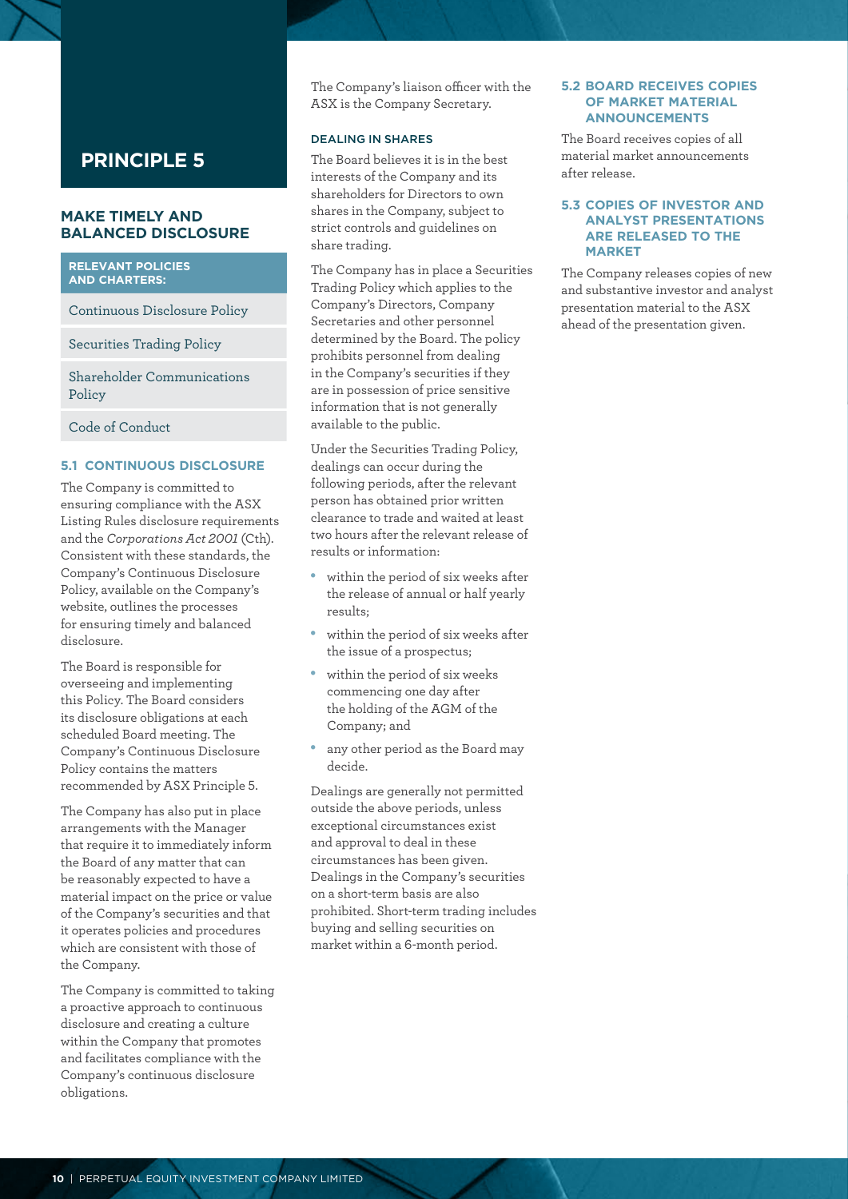# PRINCIPLE 5

## MAKE TIMELY AND BALANCED DISCLOSURE

| RELEVANT POLICIES AND CHARTERS: |
| --- |
| Continuous Disclosure Policy |
| Securities Trading Policy |
| Shareholder Communications Policy |
| Code of Conduct |

### 5.1 CONTINUOUS DISCLOSURE

The Company is committed to ensuring compliance with the ASX Listing Rules disclosure requirements and the *Corporations Act 2001* (Cth). Consistent with these standards, the Company's Continuous Disclosure Policy, available on the Company's website, outlines the processes for ensuring timely and balanced disclosure.

The Board is responsible for overseeing and implementing this Policy. The Board considers its disclosure obligations at each scheduled Board meeting. The Company's Continuous Disclosure Policy contains the matters recommended by ASX Principle 5.

The Company has also put in place arrangements with the Manager that require it to immediately inform the Board of any matter that can be reasonably expected to have a material impact on the price or value of the Company's securities and that it operates policies and procedures which are consistent with those of the Company.

The Company is committed to taking a proactive approach to continuous disclosure and creating a culture within the Company that promotes and facilitates compliance with the Company's continuous disclosure obligations.

The Company's liaison officer with the ASX is the Company Secretary.

#### DEALING IN SHARES

The Board believes it is in the best interests of the Company and its shareholders for Directors to own shares in the Company, subject to strict controls and guidelines on share trading.

The Company has in place a Securities Trading Policy which applies to the Company's Directors, Company Secretaries and other personnel determined by the Board. The policy prohibits personnel from dealing in the Company's securities if they are in possession of price sensitive information that is not generally available to the public.

Under the Securities Trading Policy, dealings can occur during the following periods, after the relevant person has obtained prior written clearance to trade and waited at least two hours after the relevant release of results or information:

- within the period of six weeks after the release of annual or half yearly results;
- within the period of six weeks after the issue of a prospectus;
- within the period of six weeks commencing one day after the holding of the AGM of the Company; and
- any other period as the Board may decide.

Dealings are generally not permitted outside the above periods, unless exceptional circumstances exist and approval to deal in these circumstances has been given. Dealings in the Company's securities on a short-term basis are also prohibited. Short-term trading includes buying and selling securities on market within a 6-month period.

### 5.2 BOARD RECEIVES COPIES OF MARKET MATERIAL ANNOUNCEMENTS

The Board receives copies of all material market announcements after release.

### 5.3 COPIES OF INVESTOR AND ANALYST PRESENTATIONS ARE RELEASED TO THE MARKET

The Company releases copies of new and substantive investor and analyst presentation material to the ASX ahead of the presentation given.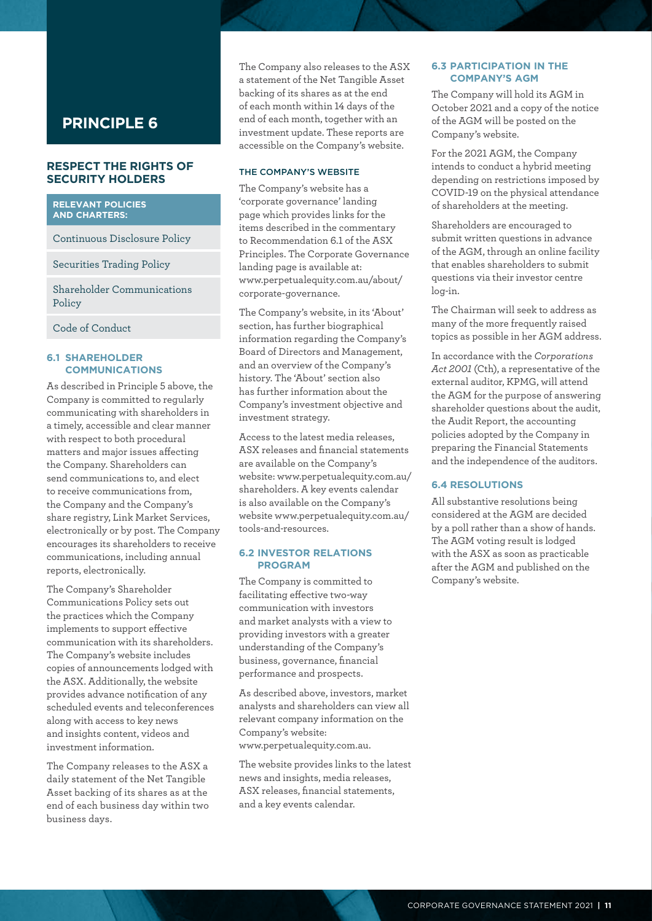# PRINCIPLE 6

## RESPECT THE RIGHTS OF SECURITY HOLDERS

**RELEVANT POLICIES AND CHARTERS:**

- Continuous Disclosure Policy
- Securities Trading Policy
- Shareholder Communications Policy
- Code of Conduct

### 6.1 SHAREHOLDER COMMUNICATIONS

As described in Principle 5 above, the Company is committed to regularly communicating with shareholders in a timely, accessible and clear manner with respect to both procedural matters and major issues affecting the Company. Shareholders can send communications to, and elect to receive communications from, the Company and the Company's share registry, Link Market Services, electronically or by post. The Company encourages its shareholders to receive communications, including annual reports, electronically.

The Company's Shareholder Communications Policy sets out the practices which the Company implements to support effective communication with its shareholders. The Company's website includes copies of announcements lodged with the ASX. Additionally, the website provides advance notification of any scheduled events and teleconferences along with access to key news and insights content, videos and investment information.

The Company releases to the ASX a daily statement of the Net Tangible Asset backing of its shares as at the end of each business day within two business days.

The Company also releases to the ASX a statement of the Net Tangible Asset backing of its shares as at the end of each month within 14 days of the end of each month, together with an investment update. These reports are accessible on the Company's website.

#### THE COMPANY'S WEBSITE

The Company's website has a 'corporate governance' landing page which provides links for the items described in the commentary to Recommendation 6.1 of the ASX Principles. The Corporate Governance landing page is available at: www.perpetualequity.com.au/about/corporate-governance.

The Company's website, in its 'About' section, has further biographical information regarding the Company's Board of Directors and Management, and an overview of the Company's history. The 'About' section also has further information about the Company's investment objective and investment strategy.

Access to the latest media releases, ASX releases and financial statements are available on the Company's website: www.perpetualequity.com.au/shareholders. A key events calendar is also available on the Company's website www.perpetualequity.com.au/tools-and-resources.

### 6.2 INVESTOR RELATIONS PROGRAM

The Company is committed to facilitating effective two-way communication with investors and market analysts with a view to providing investors with a greater understanding of the Company's business, governance, financial performance and prospects.

As described above, investors, market analysts and shareholders can view all relevant company information on the Company's website: www.perpetualequity.com.au.

The website provides links to the latest news and insights, media releases, ASX releases, financial statements, and a key events calendar.

### 6.3 PARTICIPATION IN THE COMPANY'S AGM

The Company will hold its AGM in October 2021 and a copy of the notice of the AGM will be posted on the Company's website.

For the 2021 AGM, the Company intends to conduct a hybrid meeting depending on restrictions imposed by COVID-19 on the physical attendance of shareholders at the meeting.

Shareholders are encouraged to submit written questions in advance of the AGM, through an online facility that enables shareholders to submit questions via their investor centre log-in.

The Chairman will seek to address as many of the more frequently raised topics as possible in her AGM address.

In accordance with the *Corporations Act 2001* (Cth), a representative of the external auditor, KPMG, will attend the AGM for the purpose of answering shareholder questions about the audit, the Audit Report, the accounting policies adopted by the Company in preparing the Financial Statements and the independence of the auditors.

### 6.4 RESOLUTIONS

All substantive resolutions being considered at the AGM are decided by a poll rather than a show of hands. The AGM voting result is lodged with the ASX as soon as practicable after the AGM and published on the Company's website.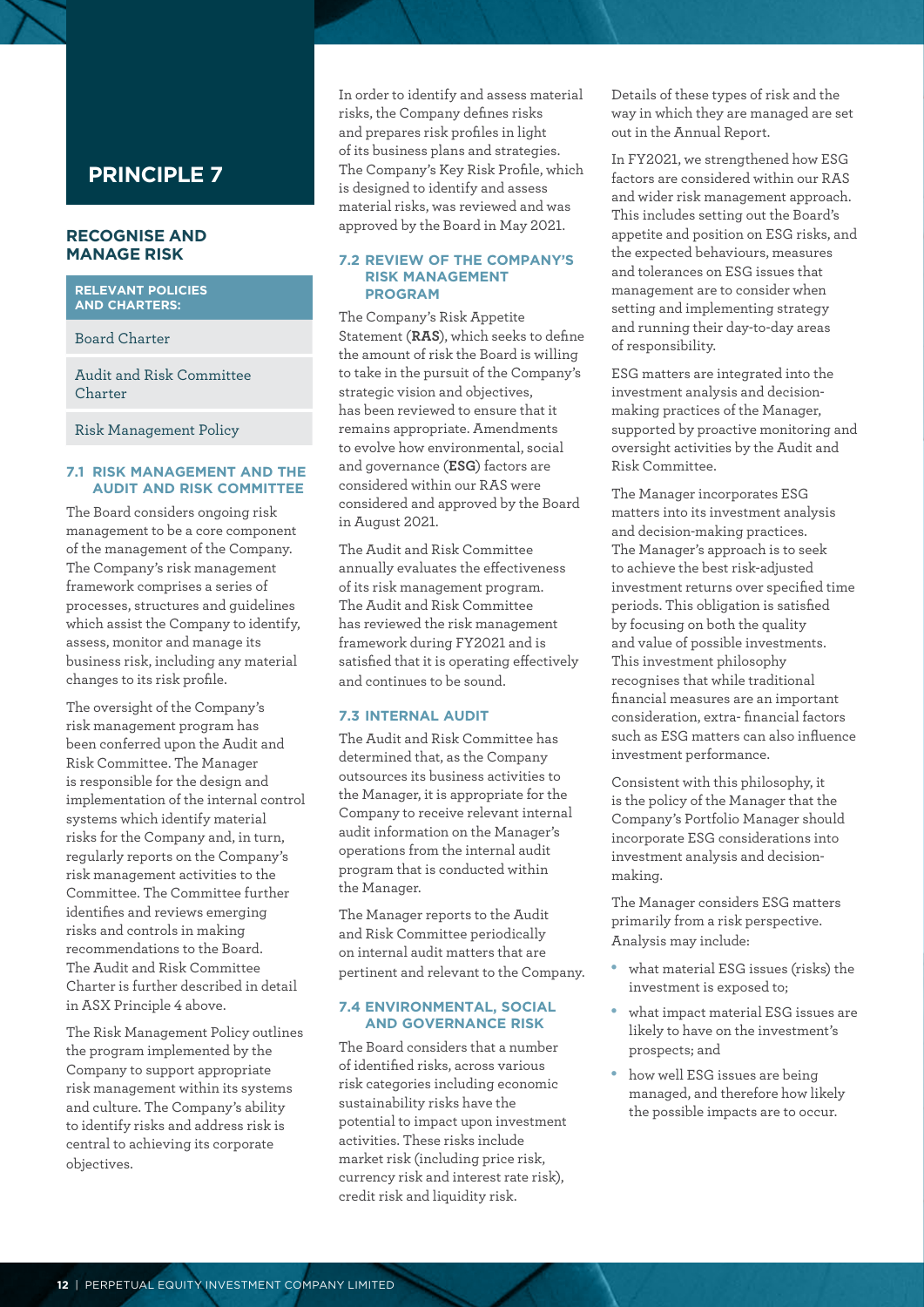# PRINCIPLE 7

## RECOGNISE AND MANAGE RISK

**RELEVANT POLICIES AND CHARTERS:**

- Board Charter
- Audit and Risk Committee Charter
- Risk Management Policy

### 7.1 RISK MANAGEMENT AND THE AUDIT AND RISK COMMITTEE

The Board considers ongoing risk management to be a core component of the management of the Company. The Company's risk management framework comprises a series of processes, structures and guidelines which assist the Company to identify, assess, monitor and manage its business risk, including any material changes to its risk profile.

The oversight of the Company's risk management program has been conferred upon the Audit and Risk Committee. The Manager is responsible for the design and implementation of the internal control systems which identify material risks for the Company and, in turn, regularly reports on the Company's risk management activities to the Committee. The Committee further identifies and reviews emerging risks and controls in making recommendations to the Board. The Audit and Risk Committee Charter is further described in detail in ASX Principle 4 above.

The Risk Management Policy outlines the program implemented by the Company to support appropriate risk management within its systems and culture. The Company's ability to identify risks and address risk is central to achieving its corporate objectives.

In order to identify and assess material risks, the Company defines risks and prepares risk profiles in light of its business plans and strategies. The Company's Key Risk Profile, which is designed to identify and assess material risks, was reviewed and was approved by the Board in May 2021.

### 7.2 REVIEW OF THE COMPANY'S RISK MANAGEMENT PROGRAM

The Company's Risk Appetite Statement (**RAS**), which seeks to define the amount of risk the Board is willing to take in the pursuit of the Company's strategic vision and objectives, has been reviewed to ensure that it remains appropriate. Amendments to evolve how environmental, social and governance (**ESG**) factors are considered within our RAS were considered and approved by the Board in August 2021.

The Audit and Risk Committee annually evaluates the effectiveness of its risk management program. The Audit and Risk Committee has reviewed the risk management framework during FY2021 and is satisfied that it is operating effectively and continues to be sound.

### 7.3 INTERNAL AUDIT

The Audit and Risk Committee has determined that, as the Company outsources its business activities to the Manager, it is appropriate for the Company to receive relevant internal audit information on the Manager's operations from the internal audit program that is conducted within the Manager.

The Manager reports to the Audit and Risk Committee periodically on internal audit matters that are pertinent and relevant to the Company.

### 7.4 ENVIRONMENTAL, SOCIAL AND GOVERNANCE RISK

The Board considers that a number of identified risks, across various risk categories including economic sustainability risks have the potential to impact upon investment activities. These risks include market risk (including price risk, currency risk and interest rate risk), credit risk and liquidity risk.

Details of these types of risk and the way in which they are managed are set out in the Annual Report.

In FY2021, we strengthened how ESG factors are considered within our RAS and wider risk management approach. This includes setting out the Board's appetite and position on ESG risks, and the expected behaviours, measures and tolerances on ESG issues that management are to consider when setting and implementing strategy and running their day-to-day areas of responsibility.

ESG matters are integrated into the investment analysis and decision-making practices of the Manager, supported by proactive monitoring and oversight activities by the Audit and Risk Committee.

The Manager incorporates ESG matters into its investment analysis and decision-making practices. The Manager's approach is to seek to achieve the best risk-adjusted investment returns over specified time periods. This obligation is satisfied by focusing on both the quality and value of possible investments. This investment philosophy recognises that while traditional financial measures are an important consideration, extra- financial factors such as ESG matters can also influence investment performance.

Consistent with this philosophy, it is the policy of the Manager that the Company's Portfolio Manager should incorporate ESG considerations into investment analysis and decision-making.

The Manager considers ESG matters primarily from a risk perspective. Analysis may include:

- what material ESG issues (risks) the investment is exposed to;
- what impact material ESG issues are likely to have on the investment's prospects; and
- how well ESG issues are being managed, and therefore how likely the possible impacts are to occur.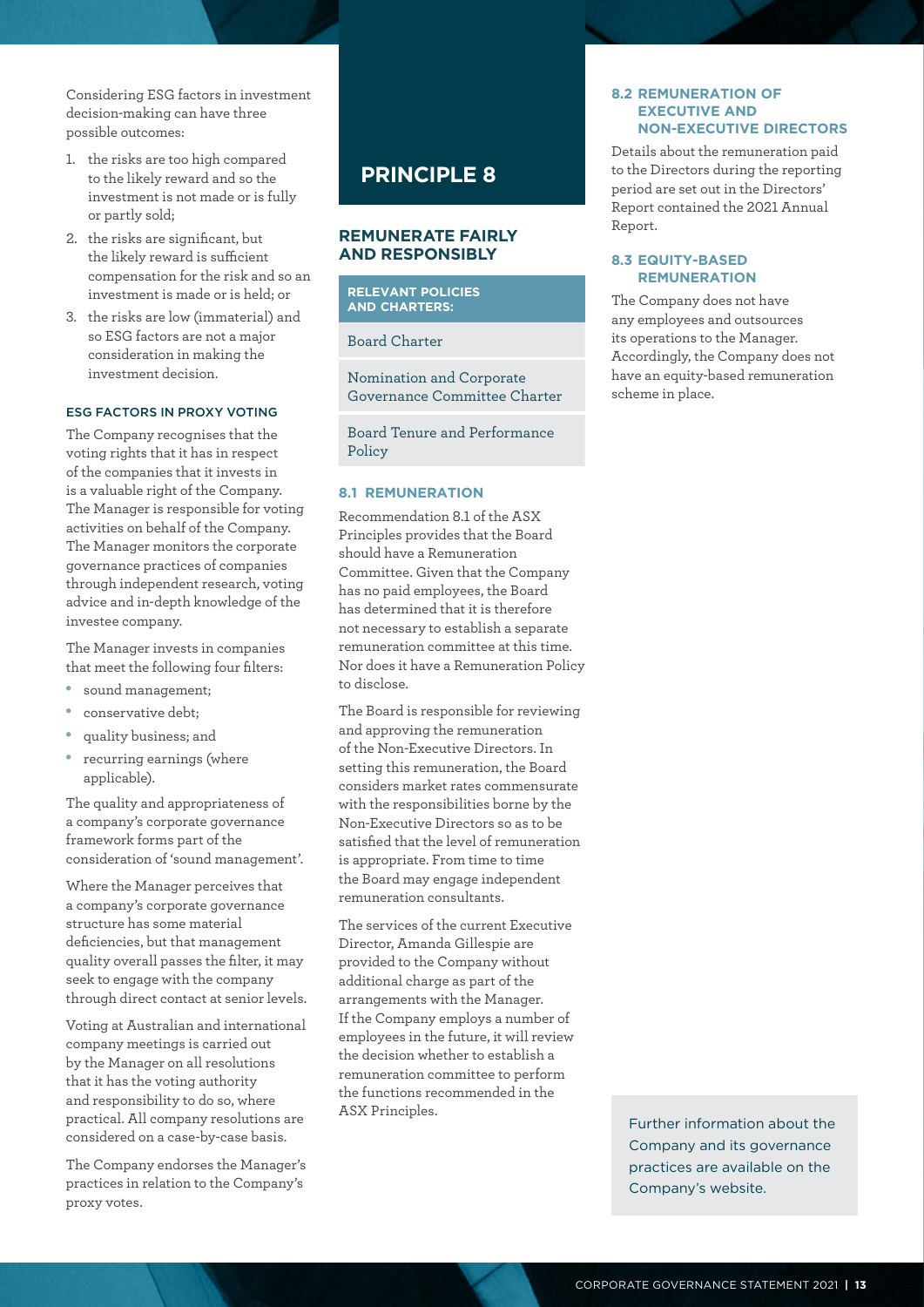Considering ESG factors in investment decision-making can have three possible outcomes:

1. the risks are too high compared to the likely reward and so the investment is not made or is fully or partly sold;
2. the risks are significant, but the likely reward is sufficient compensation for the risk and so an investment is made or is held; or
3. the risks are low (immaterial) and so ESG factors are not a major consideration in making the investment decision.

### ESG FACTORS IN PROXY VOTING

The Company recognises that the voting rights that it has in respect of the companies that it invests in is a valuable right of the Company. The Manager is responsible for voting activities on behalf of the Company. The Manager monitors the corporate governance practices of companies through independent research, voting advice and in-depth knowledge of the investee company.

The Manager invests in companies that meet the following four filters:

- sound management;
- conservative debt;
- quality business; and
- recurring earnings (where applicable).

The quality and appropriateness of a company's corporate governance framework forms part of the consideration of 'sound management'.

Where the Manager perceives that a company's corporate governance structure has some material deficiencies, but that management quality overall passes the filter, it may seek to engage with the company through direct contact at senior levels.

Voting at Australian and international company meetings is carried out by the Manager on all resolutions that it has the voting authority and responsibility to do so, where practical. All company resolutions are considered on a case-by-case basis.

The Company endorses the Manager's practices in relation to the Company's proxy votes.

# PRINCIPLE 8

## REMUNERATE FAIRLY AND RESPONSIBLY

**RELEVANT POLICIES AND CHARTERS:**

- Board Charter
- Nomination and Corporate Governance Committee Charter
- Board Tenure and Performance Policy

### 8.1 REMUNERATION

Recommendation 8.1 of the ASX Principles provides that the Board should have a Remuneration Committee. Given that the Company has no paid employees, the Board has determined that it is therefore not necessary to establish a separate remuneration committee at this time. Nor does it have a Remuneration Policy to disclose.

The Board is responsible for reviewing and approving the remuneration of the Non-Executive Directors. In setting this remuneration, the Board considers market rates commensurate with the responsibilities borne by the Non-Executive Directors so as to be satisfied that the level of remuneration is appropriate. From time to time the Board may engage independent remuneration consultants.

The services of the current Executive Director, Amanda Gillespie are provided to the Company without additional charge as part of the arrangements with the Manager. If the Company employs a number of employees in the future, it will review the decision whether to establish a remuneration committee to perform the functions recommended in the ASX Principles.

### 8.2 REMUNERATION OF EXECUTIVE AND NON-EXECUTIVE DIRECTORS

Details about the remuneration paid to the Directors during the reporting period are set out in the Directors' Report contained the 2021 Annual Report.

### 8.3 EQUITY-BASED REMUNERATION

The Company does not have any employees and outsources its operations to the Manager. Accordingly, the Company does not have an equity-based remuneration scheme in place.

Further information about the Company and its governance practices are available on the Company's website.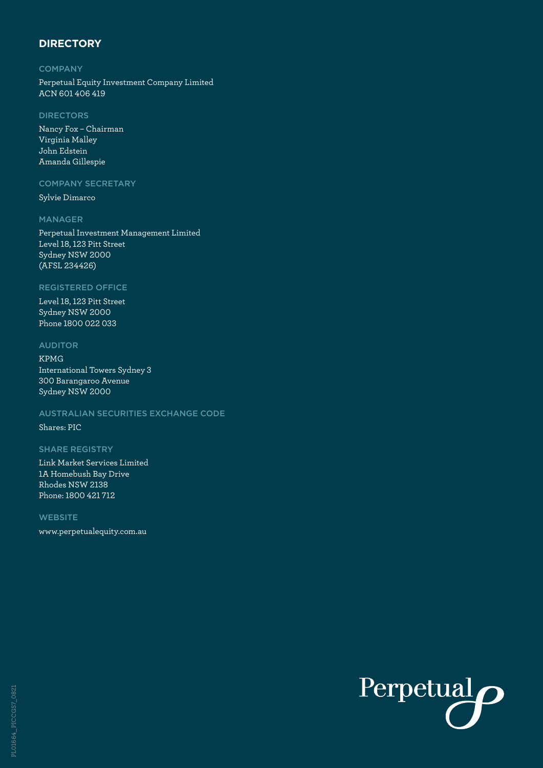## DIRECTORY

### COMPANY

Perpetual Equity Investment Company Limited
ACN 601 406 419

### DIRECTORS

Nancy Fox – Chairman
Virginia Malley
John Edstein
Amanda Gillespie

### COMPANY SECRETARY

Sylvie Dimarco

### MANAGER

Perpetual Investment Management Limited
Level 18, 123 Pitt Street
Sydney NSW 2000
(AFSL 234426)

### REGISTERED OFFICE

Level 18, 123 Pitt Street
Sydney NSW 2000
Phone 1800 022 033

### AUDITOR

KPMG
International Towers Sydney 3
300 Barangaroo Avenue
Sydney NSW 2000

### AUSTRALIAN SECURITIES EXCHANGE CODE

Shares: PIC

### SHARE REGISTRY

Link Market Services Limited
1A Homebush Bay Drive
Rhodes NSW 2138
Phone: 1800 421 712

### WEBSITE

www.perpetualequity.com.au

PL01664_PICCGS7_0821

Perpetual